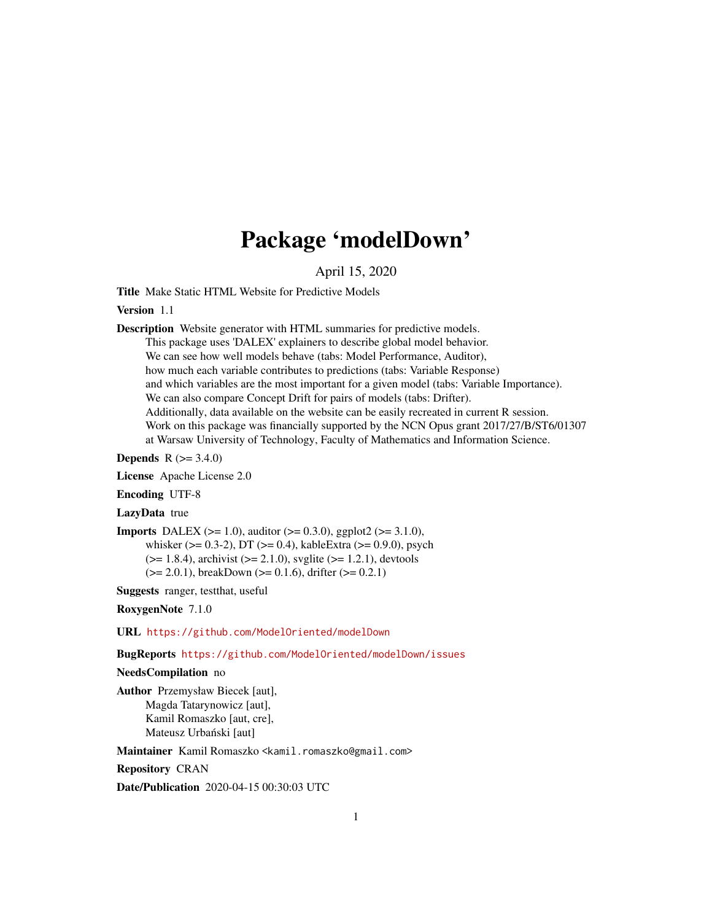# Package 'modelDown'

April 15, 2020

**Title** Make Static HTML Website for Predictive Models

**Version** 1.1

**Description** Website generator with HTML summaries for predictive models.
This package uses 'DALEX' explainers to describe global model behavior.
We can see how well models behave (tabs: Model Performance, Auditor),
how much each variable contributes to predictions (tabs: Variable Response)
and which variables are the most important for a given model (tabs: Variable Importance).
We can also compare Concept Drift for pairs of models (tabs: Drifter).
Additionally, data available on the website can be easily recreated in current R session.
Work on this package was financially supported by the NCN Opus grant 2017/27/B/ST6/01307
at Warsaw University of Technology, Faculty of Mathematics and Information Science.

**Depends** R (>= 3.4.0)

**License** Apache License 2.0

**Encoding** UTF-8

**LazyData** true

**Imports** DALEX (>= 1.0), auditor (>= 0.3.0), ggplot2 (>= 3.1.0),
whisker (>= 0.3-2), DT (>= 0.4), kableExtra (>= 0.9.0), psych
(>= 1.8.4), archivist (>= 2.1.0), svglite (>= 1.2.1), devtools
(>= 2.0.1), breakDown (>= 0.1.6), drifter (>= 0.2.1)

**Suggests** ranger, testthat, useful

**RoxygenNote** 7.1.0

**URL** https://github.com/ModelOriented/modelDown

**BugReports** https://github.com/ModelOriented/modelDown/issues

**NeedsCompilation** no

**Author** Przemysław Biecek [aut],
Magda Tatarynowicz [aut],
Kamil Romaszko [aut, cre],
Mateusz Urbański [aut]

**Maintainer** Kamil Romaszko <kamil.romaszko@gmail.com>

**Repository** CRAN

**Date/Publication** 2020-04-15 00:30:03 UTC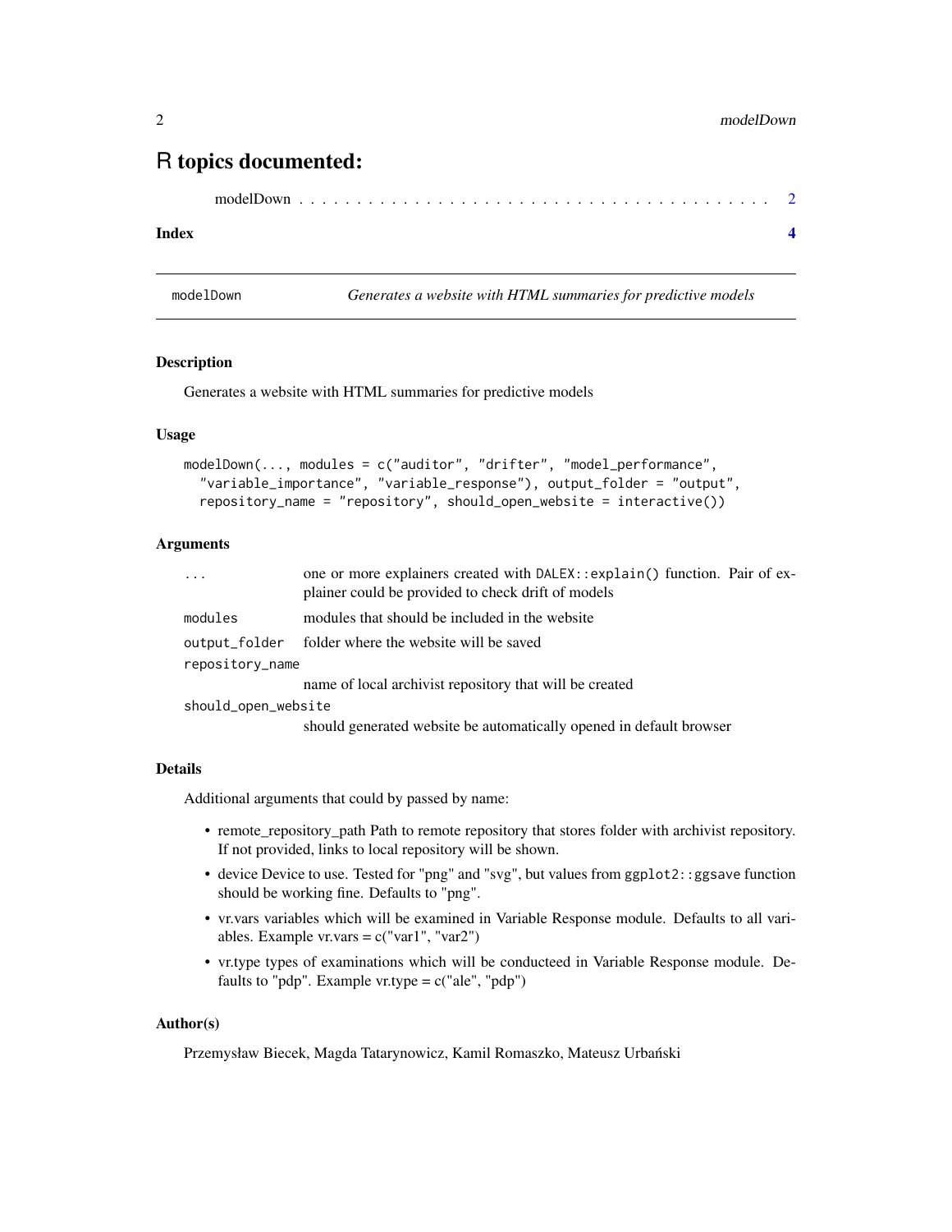# R topics documented:

modelDown . . . . . . . . . . . . . . . . . . . . . . . . . . . . . . . . . . . . . . 2

**Index** **4**

---

`modelDown` *Generates a website with HTML summaries for predictive models*

---

### Description

Generates a website with HTML summaries for predictive models

### Usage

```
modelDown(..., modules = c("auditor", "drifter", "model_performance",
  "variable_importance", "variable_response"), output_folder = "output",
  repository_name = "repository", should_open_website = interactive())
```

### Arguments

| | |
|---|---|
| `...` | one or more explainers created with `DALEX::explain()` function. Pair of explainer could be provided to check drift of models |
| `modules` | modules that should be included in the website |
| `output_folder` | folder where the website will be saved |
| `repository_name` | name of local archivist repository that will be created |
| `should_open_website` | should generated website be automatically opened in default browser |

### Details

Additional arguments that could by passed by name:

- remote_repository_path Path to remote repository that stores folder with archivist repository. If not provided, links to local repository will be shown.
- device Device to use. Tested for "png" and "svg", but values from `ggplot2::ggsave` function should be working fine. Defaults to "png".
- vr.vars variables which will be examined in Variable Response module. Defaults to all variables. Example vr.vars = c("var1", "var2")
- vr.type types of examinations which will be conducteed in Variable Response module. Defaults to "pdp". Example vr.type = c("ale", "pdp")

### Author(s)

Przemysław Biecek, Magda Tatarynowicz, Kamil Romaszko, Mateusz Urbański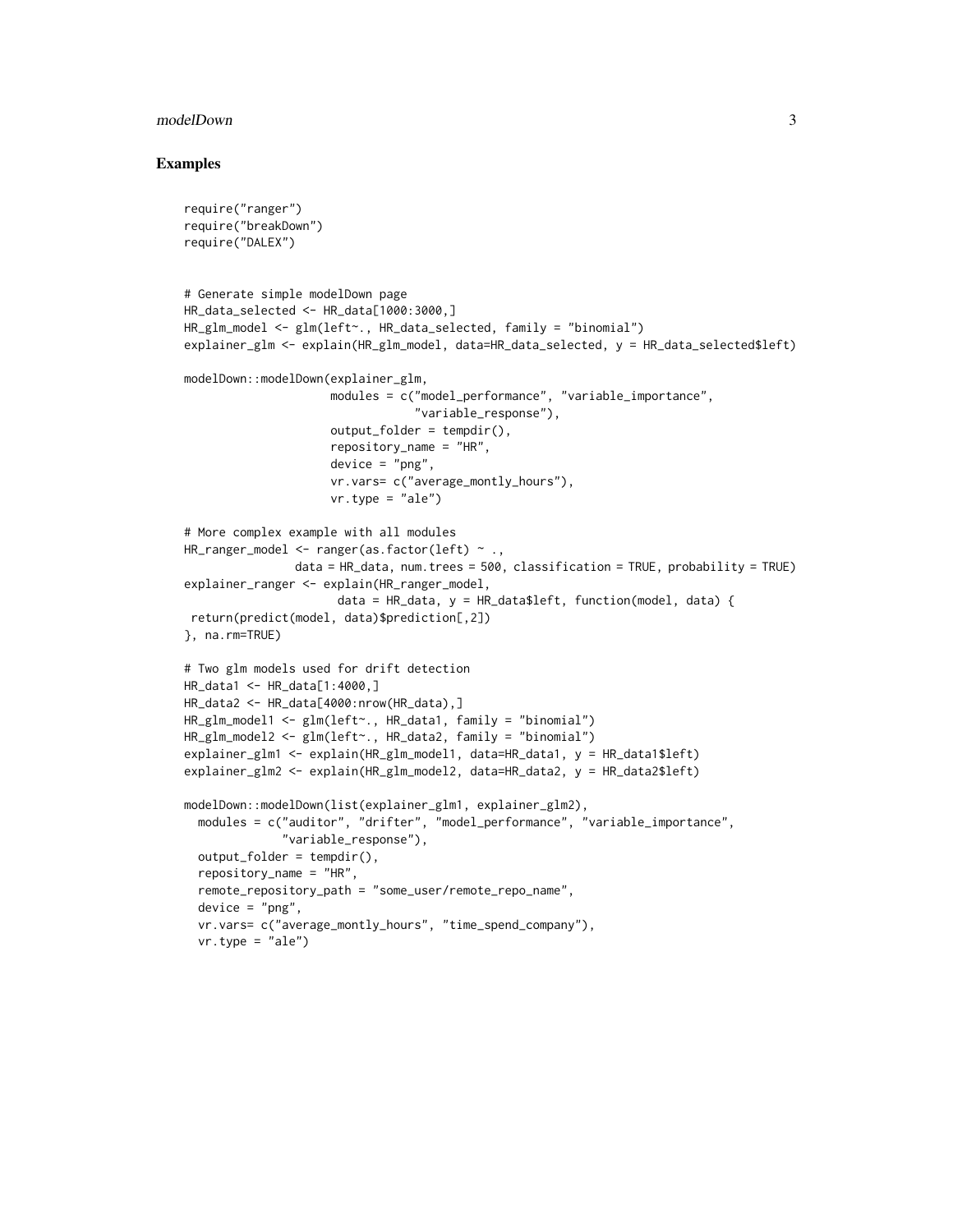## Examples

```
require("ranger")
require("breakDown")
require("DALEX")


# Generate simple modelDown page
HR_data_selected <- HR_data[1000:3000,]
HR_glm_model <- glm(left~., HR_data_selected, family = "binomial")
explainer_glm <- explain(HR_glm_model, data=HR_data_selected, y = HR_data_selected$left)

modelDown::modelDown(explainer_glm,
                     modules = c("model_performance", "variable_importance",
                                 "variable_response"),
                     output_folder = tempdir(),
                     repository_name = "HR",
                     device = "png",
                     vr.vars= c("average_montly_hours"),
                     vr.type = "ale")

# More complex example with all modules
HR_ranger_model <- ranger(as.factor(left) ~ .,
                data = HR_data, num.trees = 500, classification = TRUE, probability = TRUE)
explainer_ranger <- explain(HR_ranger_model,
                      data = HR_data, y = HR_data$left, function(model, data) {
 return(predict(model, data)$prediction[,2])
}, na.rm=TRUE)

# Two glm models used for drift detection
HR_data1 <- HR_data[1:4000,]
HR_data2 <- HR_data[4000:nrow(HR_data),]
HR_glm_model1 <- glm(left~., HR_data1, family = "binomial")
HR_glm_model2 <- glm(left~., HR_data2, family = "binomial")
explainer_glm1 <- explain(HR_glm_model1, data=HR_data1, y = HR_data1$left)
explainer_glm2 <- explain(HR_glm_model2, data=HR_data2, y = HR_data2$left)

modelDown::modelDown(list(explainer_glm1, explainer_glm2),
  modules = c("auditor", "drifter", "model_performance", "variable_importance",
              "variable_response"),
  output_folder = tempdir(),
  repository_name = "HR",
  remote_repository_path = "some_user/remote_repo_name",
  device = "png",
  vr.vars= c("average_montly_hours", "time_spend_company"),
  vr.type = "ale")
```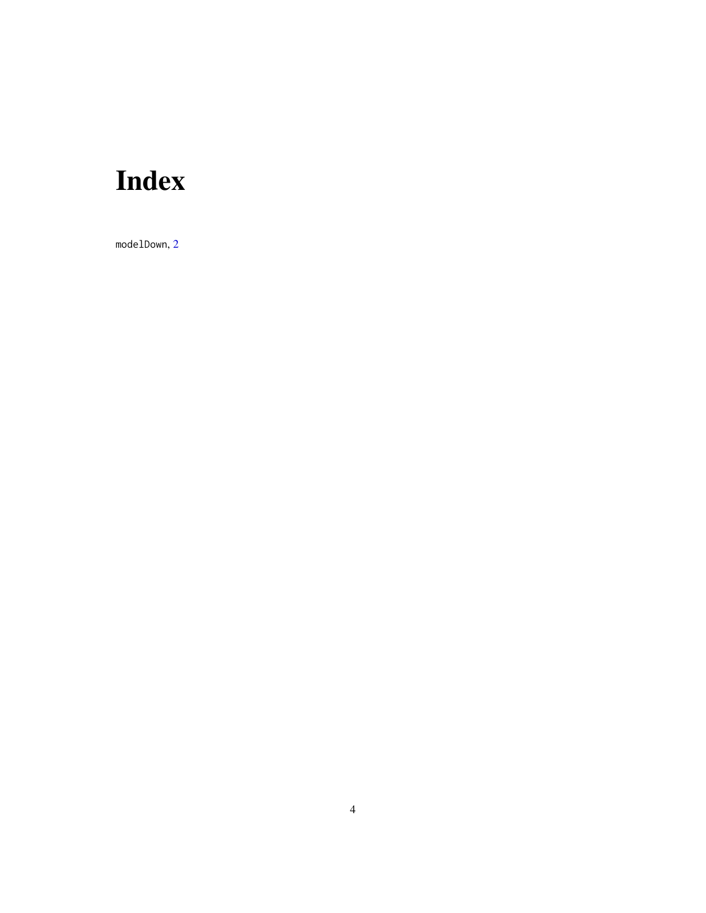# Index

modelDown, 2